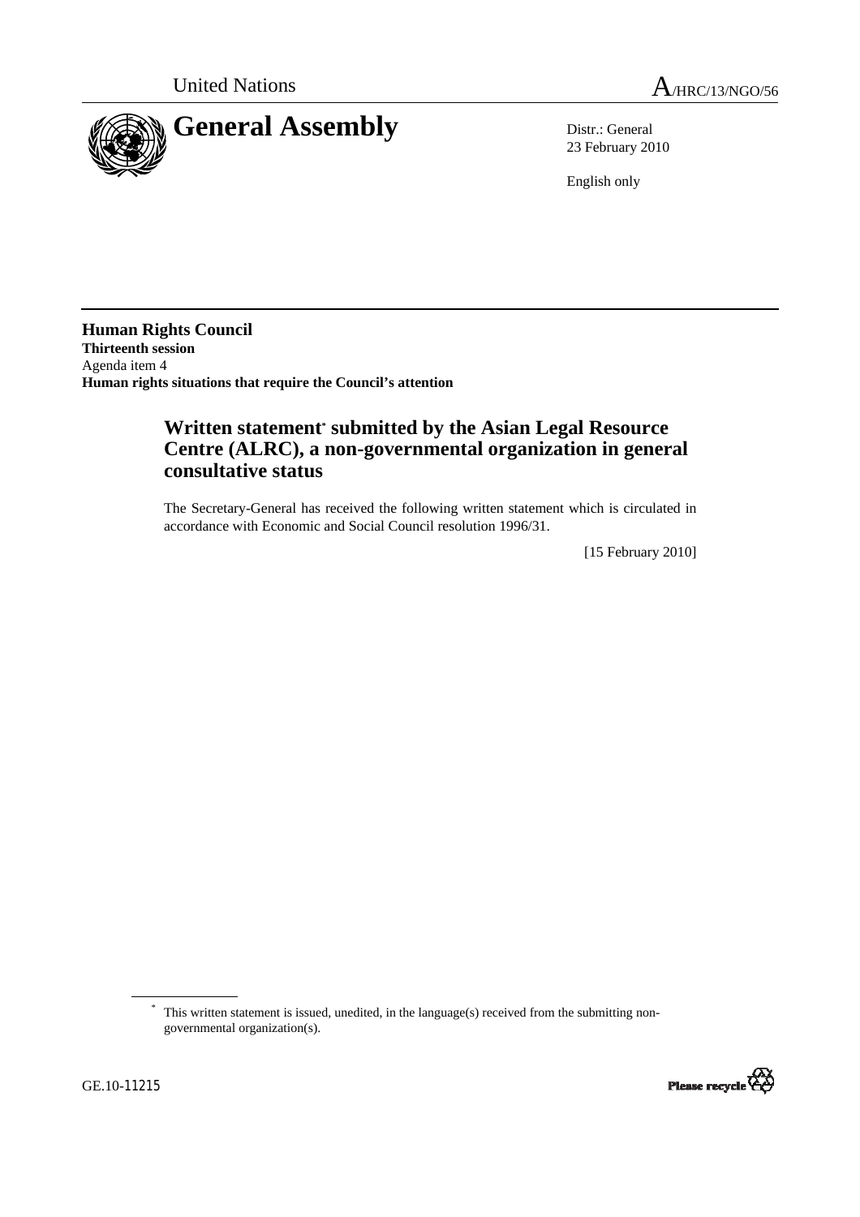United Nations

A/HRC/13/NGO/56

# General Assembly

Distr.: General
23 February 2010

English only

**Human Rights Council**
**Thirteenth session**
Agenda item 4
**Human rights situations that require the Council's attention**

## Written statement* submitted by the Asian Legal Resource Centre (ALRC), a non-governmental organization in general consultative status

The Secretary-General has received the following written statement which is circulated in accordance with Economic and Social Council resolution 1996/31.

[15 February 2010]

---

* This written statement is issued, unedited, in the language(s) received from the submitting non-governmental organization(s).

GE.10-11215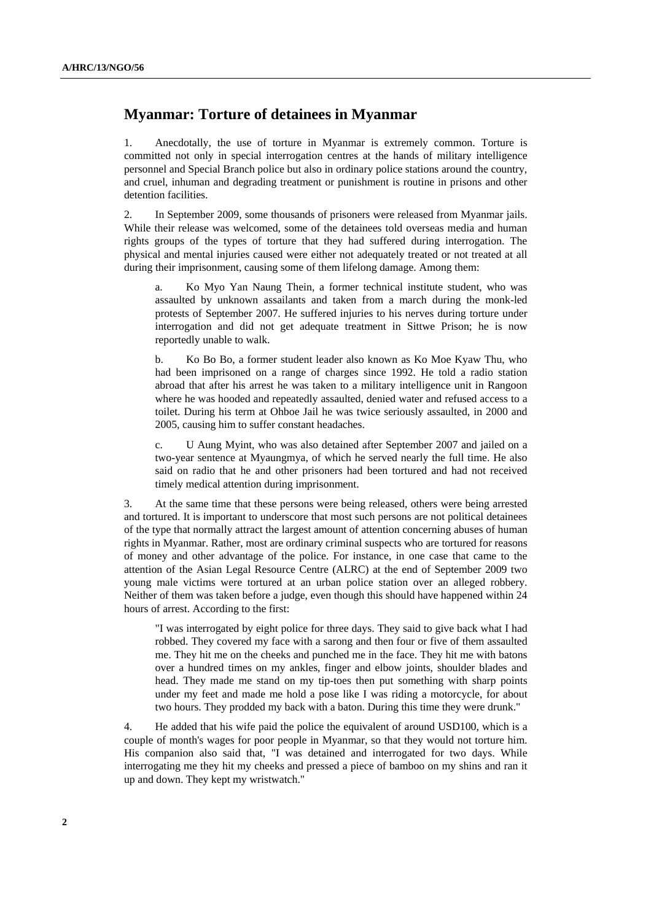## Myanmar: Torture of detainees in Myanmar

1. Anecdotally, the use of torture in Myanmar is extremely common. Torture is committed not only in special interrogation centres at the hands of military intelligence personnel and Special Branch police but also in ordinary police stations around the country, and cruel, inhuman and degrading treatment or punishment is routine in prisons and other detention facilities.

2. In September 2009, some thousands of prisoners were released from Myanmar jails. While their release was welcomed, some of the detainees told overseas media and human rights groups of the types of torture that they had suffered during interrogation. The physical and mental injuries caused were either not adequately treated or not treated at all during their imprisonment, causing some of them lifelong damage. Among them:

   a. Ko Myo Yan Naung Thein, a former technical institute student, who was assaulted by unknown assailants and taken from a march during the monk-led protests of September 2007. He suffered injuries to his nerves during torture under interrogation and did not get adequate treatment in Sittwe Prison; he is now reportedly unable to walk.

   b. Ko Bo Bo, a former student leader also known as Ko Moe Kyaw Thu, who had been imprisoned on a range of charges since 1992. He told a radio station abroad that after his arrest he was taken to a military intelligence unit in Rangoon where he was hooded and repeatedly assaulted, denied water and refused access to a toilet. During his term at Ohboe Jail he was twice seriously assaulted, in 2000 and 2005, causing him to suffer constant headaches.

   c. U Aung Myint, who was also detained after September 2007 and jailed on a two-year sentence at Myaungmya, of which he served nearly the full time. He also said on radio that he and other prisoners had been tortured and had not received timely medical attention during imprisonment.

3. At the same time that these persons were being released, others were being arrested and tortured. It is important to underscore that most such persons are not political detainees of the type that normally attract the largest amount of attention concerning abuses of human rights in Myanmar. Rather, most are ordinary criminal suspects who are tortured for reasons of money and other advantage of the police. For instance, in one case that came to the attention of the Asian Legal Resource Centre (ALRC) at the end of September 2009 two young male victims were tortured at an urban police station over an alleged robbery. Neither of them was taken before a judge, even though this should have happened within 24 hours of arrest. According to the first:

> "I was interrogated by eight police for three days. They said to give back what I had robbed. They covered my face with a sarong and then four or five of them assaulted me. They hit me on the cheeks and punched me in the face. They hit me with batons over a hundred times on my ankles, finger and elbow joints, shoulder blades and head. They made me stand on my tip-toes then put something with sharp points under my feet and made me hold a pose like I was riding a motorcycle, for about two hours. They prodded my back with a baton. During this time they were drunk."

4. He added that his wife paid the police the equivalent of around USD100, which is a couple of month's wages for poor people in Myanmar, so that they would not torture him. His companion also said that, "I was detained and interrogated for two days. While interrogating me they hit my cheeks and pressed a piece of bamboo on my shins and ran it up and down. They kept my wristwatch."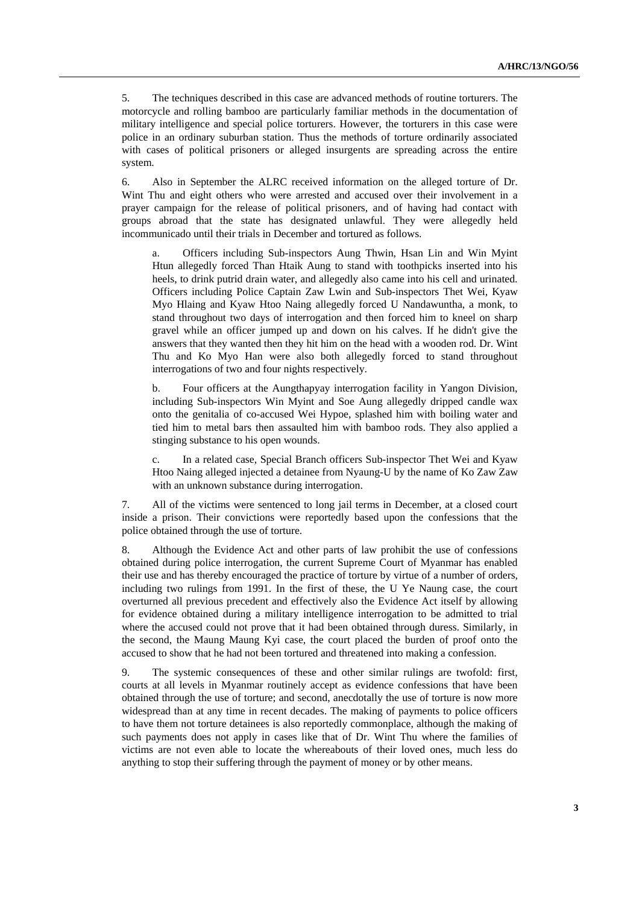5. The techniques described in this case are advanced methods of routine torturers. The motorcycle and rolling bamboo are particularly familiar methods in the documentation of military intelligence and special police torturers. However, the torturers in this case were police in an ordinary suburban station. Thus the methods of torture ordinarily associated with cases of political prisoners or alleged insurgents are spreading across the entire system.

6. Also in September the ALRC received information on the alleged torture of Dr. Wint Thu and eight others who were arrested and accused over their involvement in a prayer campaign for the release of political prisoners, and of having had contact with groups abroad that the state has designated unlawful. They were allegedly held incommunicado until their trials in December and tortured as follows.

a. Officers including Sub-inspectors Aung Thwin, Hsan Lin and Win Myint Htun allegedly forced Than Htaik Aung to stand with toothpicks inserted into his heels, to drink putrid drain water, and allegedly also came into his cell and urinated. Officers including Police Captain Zaw Lwin and Sub-inspectors Thet Wei, Kyaw Myo Hlaing and Kyaw Htoo Naing allegedly forced U Nandawuntha, a monk, to stand throughout two days of interrogation and then forced him to kneel on sharp gravel while an officer jumped up and down on his calves. If he didn't give the answers that they wanted then they hit him on the head with a wooden rod. Dr. Wint Thu and Ko Myo Han were also both allegedly forced to stand throughout interrogations of two and four nights respectively.

b. Four officers at the Aungthapyay interrogation facility in Yangon Division, including Sub-inspectors Win Myint and Soe Aung allegedly dripped candle wax onto the genitalia of co-accused Wei Hypoe, splashed him with boiling water and tied him to metal bars then assaulted him with bamboo rods. They also applied a stinging substance to his open wounds.

c. In a related case, Special Branch officers Sub-inspector Thet Wei and Kyaw Htoo Naing alleged injected a detainee from Nyaung-U by the name of Ko Zaw Zaw with an unknown substance during interrogation.

7. All of the victims were sentenced to long jail terms in December, at a closed court inside a prison. Their convictions were reportedly based upon the confessions that the police obtained through the use of torture.

8. Although the Evidence Act and other parts of law prohibit the use of confessions obtained during police interrogation, the current Supreme Court of Myanmar has enabled their use and has thereby encouraged the practice of torture by virtue of a number of orders, including two rulings from 1991. In the first of these, the U Ye Naung case, the court overturned all previous precedent and effectively also the Evidence Act itself by allowing for evidence obtained during a military intelligence interrogation to be admitted to trial where the accused could not prove that it had been obtained through duress. Similarly, in the second, the Maung Maung Kyi case, the court placed the burden of proof onto the accused to show that he had not been tortured and threatened into making a confession.

9. The systemic consequences of these and other similar rulings are twofold: first, courts at all levels in Myanmar routinely accept as evidence confessions that have been obtained through the use of torture; and second, anecdotally the use of torture is now more widespread than at any time in recent decades. The making of payments to police officers to have them not torture detainees is also reportedly commonplace, although the making of such payments does not apply in cases like that of Dr. Wint Thu where the families of victims are not even able to locate the whereabouts of their loved ones, much less do anything to stop their suffering through the payment of money or by other means.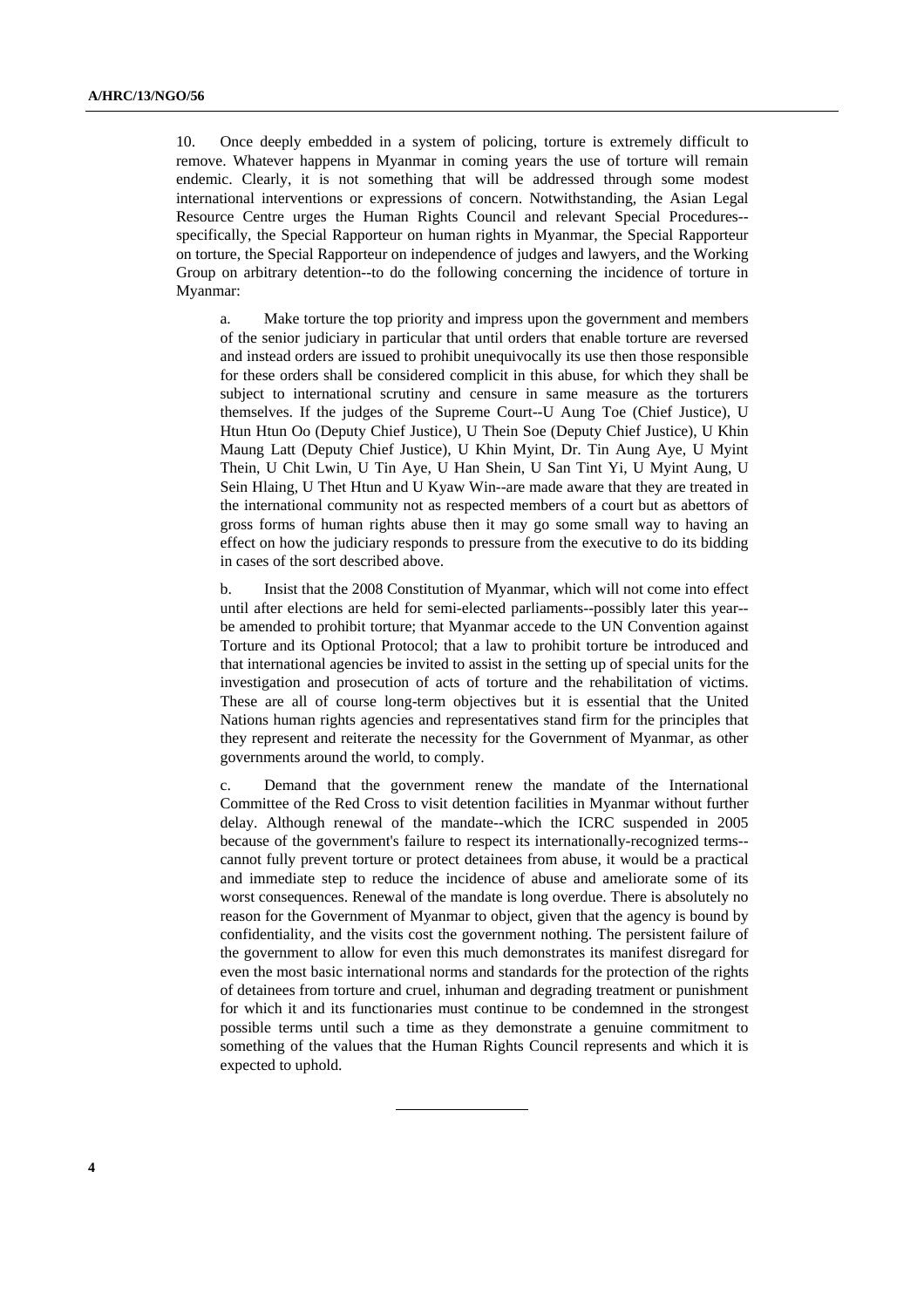10. Once deeply embedded in a system of policing, torture is extremely difficult to remove. Whatever happens in Myanmar in coming years the use of torture will remain endemic. Clearly, it is not something that will be addressed through some modest international interventions or expressions of concern. Notwithstanding, the Asian Legal Resource Centre urges the Human Rights Council and relevant Special Procedures--specifically, the Special Rapporteur on human rights in Myanmar, the Special Rapporteur on torture, the Special Rapporteur on independence of judges and lawyers, and the Working Group on arbitrary detention--to do the following concerning the incidence of torture in Myanmar:

a. Make torture the top priority and impress upon the government and members of the senior judiciary in particular that until orders that enable torture are reversed and instead orders are issued to prohibit unequivocally its use then those responsible for these orders shall be considered complicit in this abuse, for which they shall be subject to international scrutiny and censure in same measure as the torturers themselves. If the judges of the Supreme Court--U Aung Toe (Chief Justice), U Htun Htun Oo (Deputy Chief Justice), U Thein Soe (Deputy Chief Justice), U Khin Maung Latt (Deputy Chief Justice), U Khin Myint, Dr. Tin Aung Aye, U Myint Thein, U Chit Lwin, U Tin Aye, U Han Shein, U San Tint Yi, U Myint Aung, U Sein Hlaing, U Thet Htun and U Kyaw Win--are made aware that they are treated in the international community not as respected members of a court but as abettors of gross forms of human rights abuse then it may go some small way to having an effect on how the judiciary responds to pressure from the executive to do its bidding in cases of the sort described above.

b. Insist that the 2008 Constitution of Myanmar, which will not come into effect until after elections are held for semi-elected parliaments--possibly later this year--be amended to prohibit torture; that Myanmar accede to the UN Convention against Torture and its Optional Protocol; that a law to prohibit torture be introduced and that international agencies be invited to assist in the setting up of special units for the investigation and prosecution of acts of torture and the rehabilitation of victims. These are all of course long-term objectives but it is essential that the United Nations human rights agencies and representatives stand firm for the principles that they represent and reiterate the necessity for the Government of Myanmar, as other governments around the world, to comply.

c. Demand that the government renew the mandate of the International Committee of the Red Cross to visit detention facilities in Myanmar without further delay. Although renewal of the mandate--which the ICRC suspended in 2005 because of the government's failure to respect its internationally-recognized terms--cannot fully prevent torture or protect detainees from abuse, it would be a practical and immediate step to reduce the incidence of abuse and ameliorate some of its worst consequences. Renewal of the mandate is long overdue. There is absolutely no reason for the Government of Myanmar to object, given that the agency is bound by confidentiality, and the visits cost the government nothing. The persistent failure of the government to allow for even this much demonstrates its manifest disregard for even the most basic international norms and standards for the protection of the rights of detainees from torture and cruel, inhuman and degrading treatment or punishment for which it and its functionaries must continue to be condemned in the strongest possible terms until such a time as they demonstrate a genuine commitment to something of the values that the Human Rights Council represents and which it is expected to uphold.